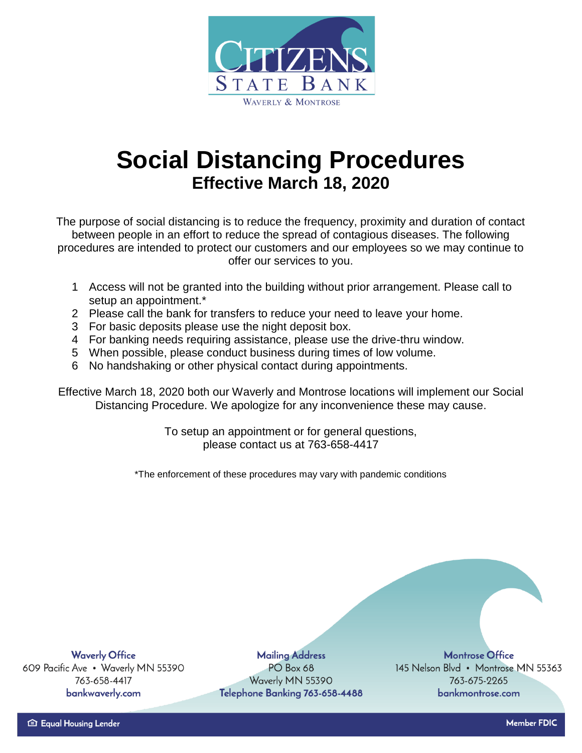CITIZENS STATE BANK

WAVERLY & MONTROSE

# Social Distancing Procedures

## Effective March 18, 2020

The purpose of social distancing is to reduce the frequency, proximity and duration of contact between people in an effort to reduce the spread of contagious diseases. The following procedures are intended to protect our customers and our employees so we may continue to offer our services to you.

1. Access will not be granted into the building without prior arrangement. Please call to setup an appointment.*
2. Please call the bank for transfers to reduce your need to leave your home.
3. For basic deposits please use the night deposit box.
4. For banking needs requiring assistance, please use the drive-thru window.
5. When possible, please conduct business during times of low volume.
6. No handshaking or other physical contact during appointments.

Effective March 18, 2020 both our Waverly and Montrose locations will implement our Social Distancing Procedure. We apologize for any inconvenience these may cause.

To setup an appointment or for general questions, please contact us at 763-658-4417

*The enforcement of these procedures may vary with pandemic conditions

**Waverly Office**
609 Pacific Ave • Waverly MN 55390
763-658-4417
**bankwaverly.com**

**Mailing Address**
PO Box 68
Waverly MN 55390
**Telephone Banking 763-658-4488**

**Montrose Office**
145 Nelson Blvd • Montrose MN 55363
763-675-2265
**bankmontrose.com**

Equal Housing Lender

Member FDIC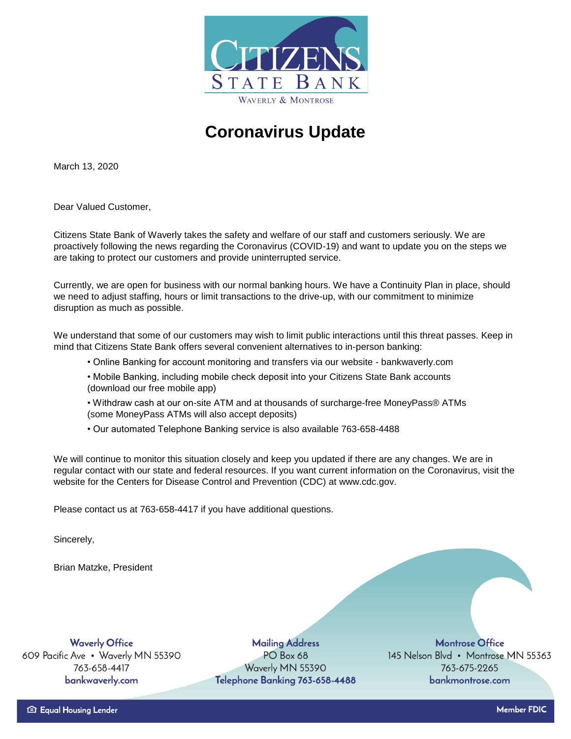CITIZENS STATE BANK

WAVERLY & MONTROSE

# Coronavirus Update

March 13, 2020

Dear Valued Customer,

Citizens State Bank of Waverly takes the safety and welfare of our staff and customers seriously. We are proactively following the news regarding the Coronavirus (COVID-19) and want to update you on the steps we are taking to protect our customers and provide uninterrupted service.

Currently, we are open for business with our normal banking hours. We have a Continuity Plan in place, should we need to adjust staffing, hours or limit transactions to the drive-up, with our commitment to minimize disruption as much as possible.

We understand that some of our customers may wish to limit public interactions until this threat passes. Keep in mind that Citizens State Bank offers several convenient alternatives to in-person banking:

- Online Banking for account monitoring and transfers via our website - bankwaverly.com
- Mobile Banking, including mobile check deposit into your Citizens State Bank accounts (download our free mobile app)
- Withdraw cash at our on-site ATM and at thousands of surcharge-free MoneyPass® ATMs (some MoneyPass ATMs will also accept deposits)
- Our automated Telephone Banking service is also available 763-658-4488

We will continue to monitor this situation closely and keep you updated if there are any changes. We are in regular contact with our state and federal resources. If you want current information on the Coronavirus, visit the website for the Centers for Disease Control and Prevention (CDC) at www.cdc.gov.

Please contact us at 763-658-4417 if you have additional questions.

Sincerely,

Brian Matzke, President

**Waverly Office**
609 Pacific Ave • Waverly MN 55390
763-658-4417
**bankwaverly.com**

**Mailing Address**
PO Box 68
Waverly MN 55390
**Telephone Banking 763-658-4488**

**Montrose Office**
145 Nelson Blvd • Montrose MN 55363
763-675-2265
**bankmontrose.com**

Equal Housing Lender

Member FDIC